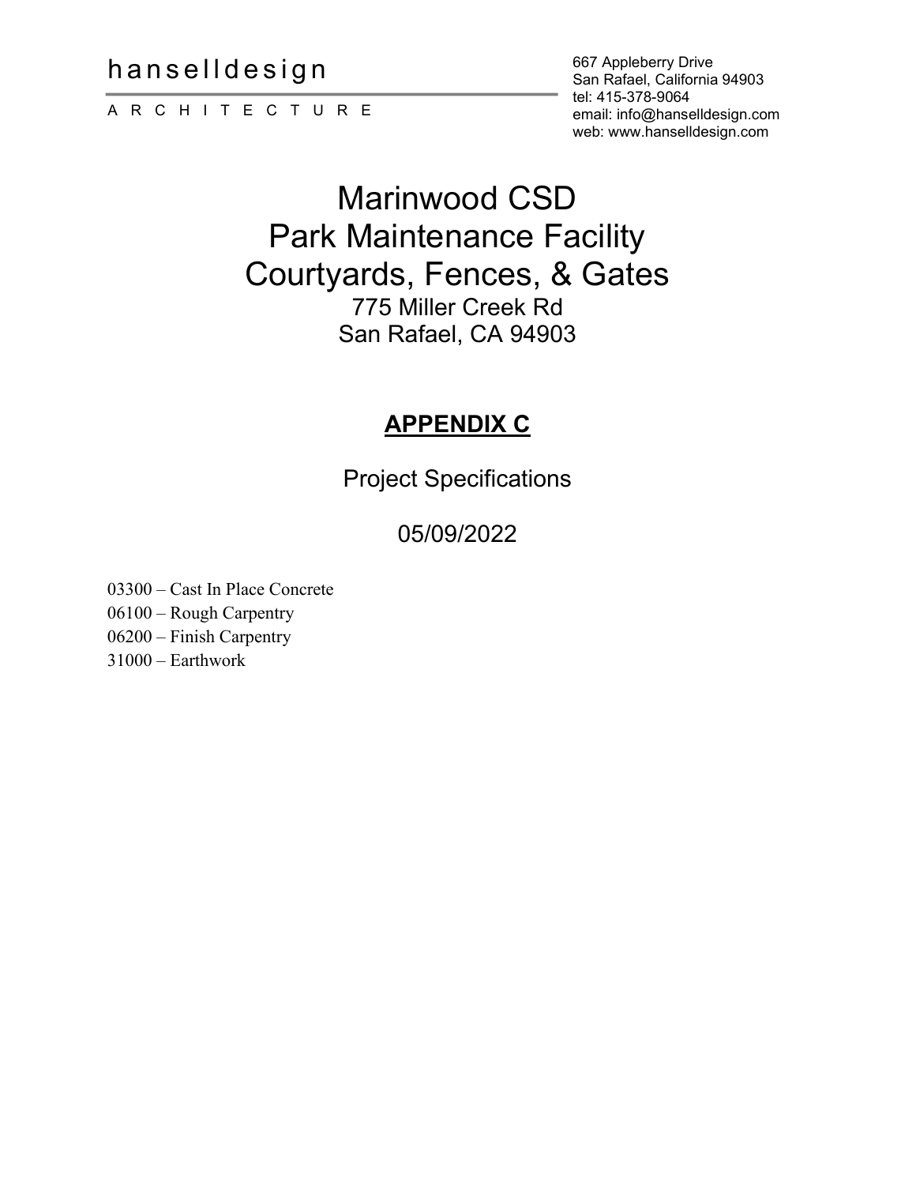hanselldesign

A R C H I T E C T U R E

667 Appleberry Drive
San Rafael, California 94903
tel: 415-378-9064
email: info@hanselldesign.com
web: www.hanselldesign.com

# Marinwood CSD
# Park Maintenance Facility
# Courtyards, Fences, & Gates

775 Miller Creek Rd
San Rafael, CA 94903

## APPENDIX C

Project Specifications

05/09/2022

03300 – Cast In Place Concrete
06100 – Rough Carpentry
06200 – Finish Carpentry
31000 – Earthwork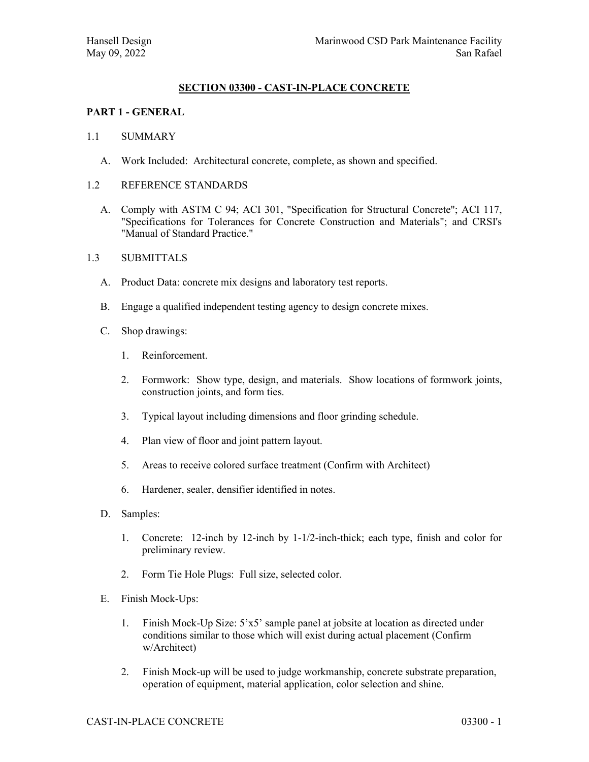## SECTION 03300 - CAST-IN-PLACE CONCRETE

### PART 1 - GENERAL

1.1 SUMMARY

A. Work Included: Architectural concrete, complete, as shown and specified.

1.2 REFERENCE STANDARDS

A. Comply with ASTM C 94; ACI 301, "Specification for Structural Concrete"; ACI 117, "Specifications for Tolerances for Concrete Construction and Materials"; and CRSI's "Manual of Standard Practice."

1.3 SUBMITTALS

A. Product Data: concrete mix designs and laboratory test reports.

B. Engage a qualified independent testing agency to design concrete mixes.

C. Shop drawings:

1. Reinforcement.
2. Formwork: Show type, design, and materials. Show locations of formwork joints, construction joints, and form ties.
3. Typical layout including dimensions and floor grinding schedule.
4. Plan view of floor and joint pattern layout.
5. Areas to receive colored surface treatment (Confirm with Architect)
6. Hardener, sealer, densifier identified in notes.

D. Samples:

1. Concrete: 12-inch by 12-inch by 1-1/2-inch-thick; each type, finish and color for preliminary review.
2. Form Tie Hole Plugs: Full size, selected color.

E. Finish Mock-Ups:

1. Finish Mock-Up Size: 5'x5' sample panel at jobsite at location as directed under conditions similar to those which will exist during actual placement (Confirm w/Architect)
2. Finish Mock-up will be used to judge workmanship, concrete substrate preparation, operation of equipment, material application, color selection and shine.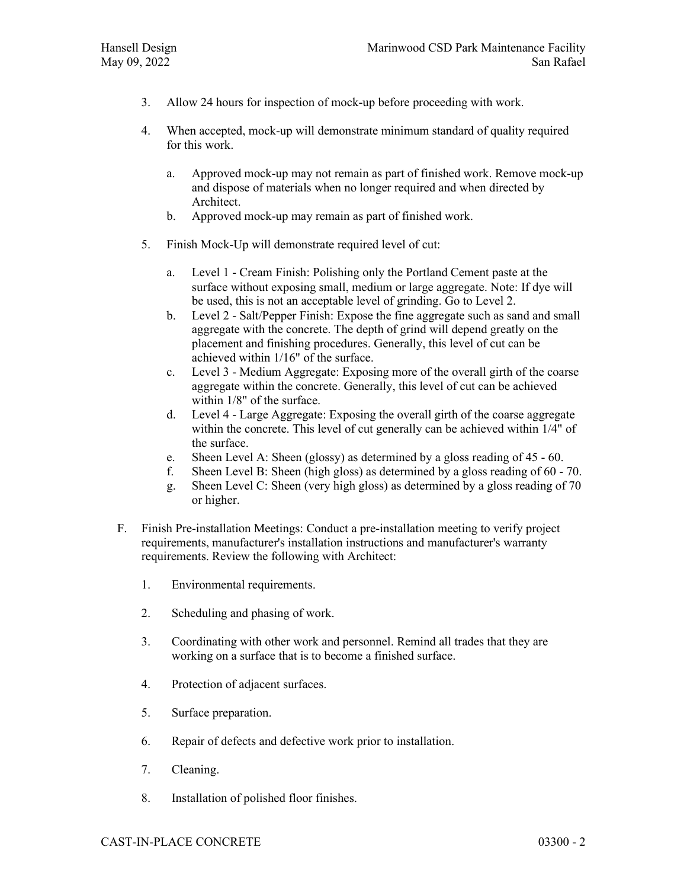3. Allow 24 hours for inspection of mock-up before proceeding with work.

4. When accepted, mock-up will demonstrate minimum standard of quality required for this work.

   a. Approved mock-up may not remain as part of finished work. Remove mock-up and dispose of materials when no longer required and when directed by Architect.
   b. Approved mock-up may remain as part of finished work.

5. Finish Mock-Up will demonstrate required level of cut:

   a. Level 1 - Cream Finish: Polishing only the Portland Cement paste at the surface without exposing small, medium or large aggregate. Note: If dye will be used, this is not an acceptable level of grinding. Go to Level 2.
   b. Level 2 - Salt/Pepper Finish: Expose the fine aggregate such as sand and small aggregate with the concrete. The depth of grind will depend greatly on the placement and finishing procedures. Generally, this level of cut can be achieved within 1/16" of the surface.
   c. Level 3 - Medium Aggregate: Exposing more of the overall girth of the coarse aggregate within the concrete. Generally, this level of cut can be achieved within 1/8" of the surface.
   d. Level 4 - Large Aggregate: Exposing the overall girth of the coarse aggregate within the concrete. This level of cut generally can be achieved within 1/4" of the surface.
   e. Sheen Level A: Sheen (glossy) as determined by a gloss reading of 45 - 60.
   f. Sheen Level B: Sheen (high gloss) as determined by a gloss reading of 60 - 70.
   g. Sheen Level C: Sheen (very high gloss) as determined by a gloss reading of 70 or higher.

F. Finish Pre-installation Meetings: Conduct a pre-installation meeting to verify project requirements, manufacturer's installation instructions and manufacturer's warranty requirements. Review the following with Architect:

1. Environmental requirements.

2. Scheduling and phasing of work.

3. Coordinating with other work and personnel. Remind all trades that they are working on a surface that is to become a finished surface.

4. Protection of adjacent surfaces.

5. Surface preparation.

6. Repair of defects and defective work prior to installation.

7. Cleaning.

8. Installation of polished floor finishes.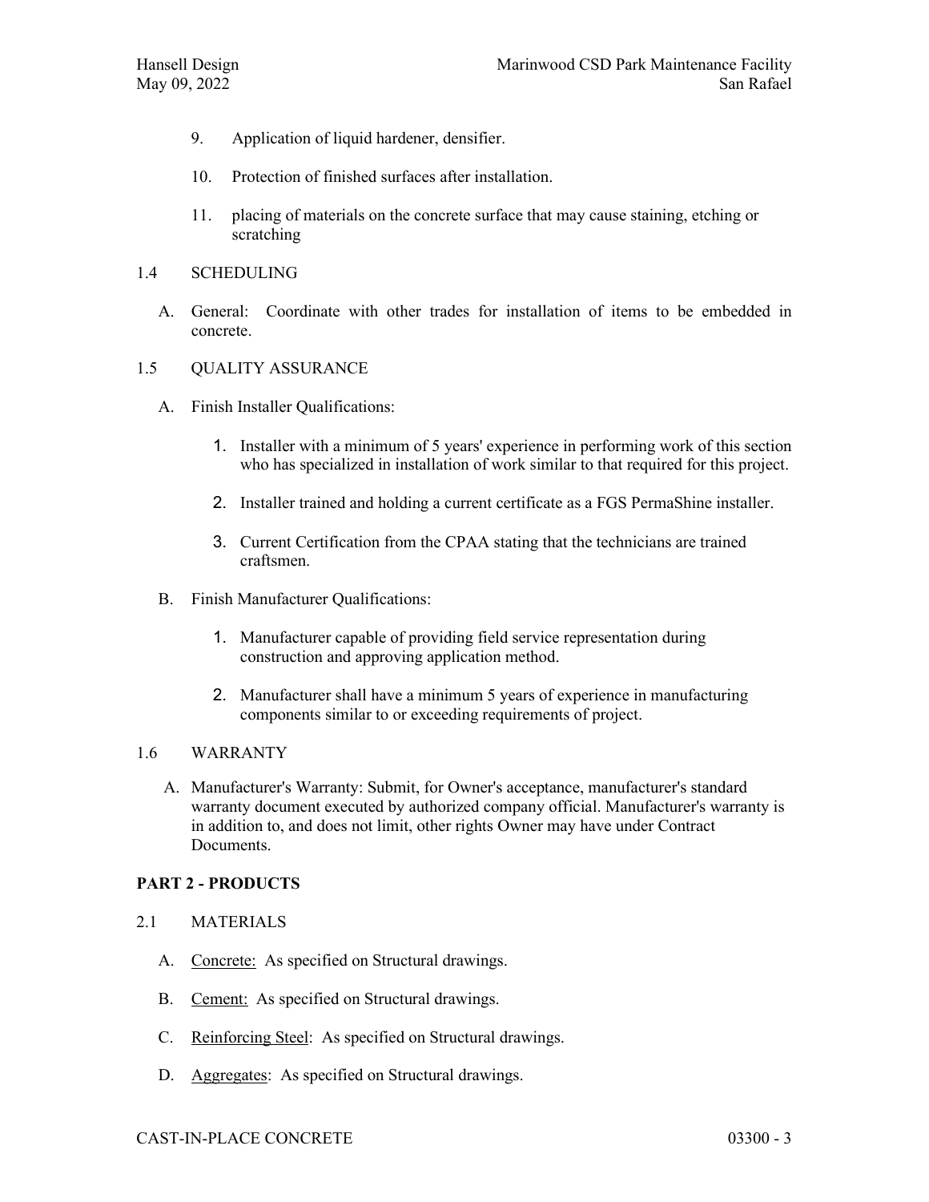9. Application of liquid hardener, densifier.

10. Protection of finished surfaces after installation.

11. placing of materials on the concrete surface that may cause staining, etching or scratching

1.4 SCHEDULING

A. General: Coordinate with other trades for installation of items to be embedded in concrete.

1.5 QUALITY ASSURANCE

A. Finish Installer Qualifications:

1. Installer with a minimum of 5 years' experience in performing work of this section who has specialized in installation of work similar to that required for this project.

2. Installer trained and holding a current certificate as a FGS PermaShine installer.

3. Current Certification from the CPAA stating that the technicians are trained craftsmen.

B. Finish Manufacturer Qualifications:

1. Manufacturer capable of providing field service representation during construction and approving application method.

2. Manufacturer shall have a minimum 5 years of experience in manufacturing components similar to or exceeding requirements of project.

1.6 WARRANTY

A. Manufacturer's Warranty: Submit, for Owner's acceptance, manufacturer's standard warranty document executed by authorized company official. Manufacturer's warranty is in addition to, and does not limit, other rights Owner may have under Contract Documents.

## PART 2 - PRODUCTS

2.1 MATERIALS

A. Concrete: As specified on Structural drawings.

B. Cement: As specified on Structural drawings.

C. Reinforcing Steel: As specified on Structural drawings.

D. Aggregates: As specified on Structural drawings.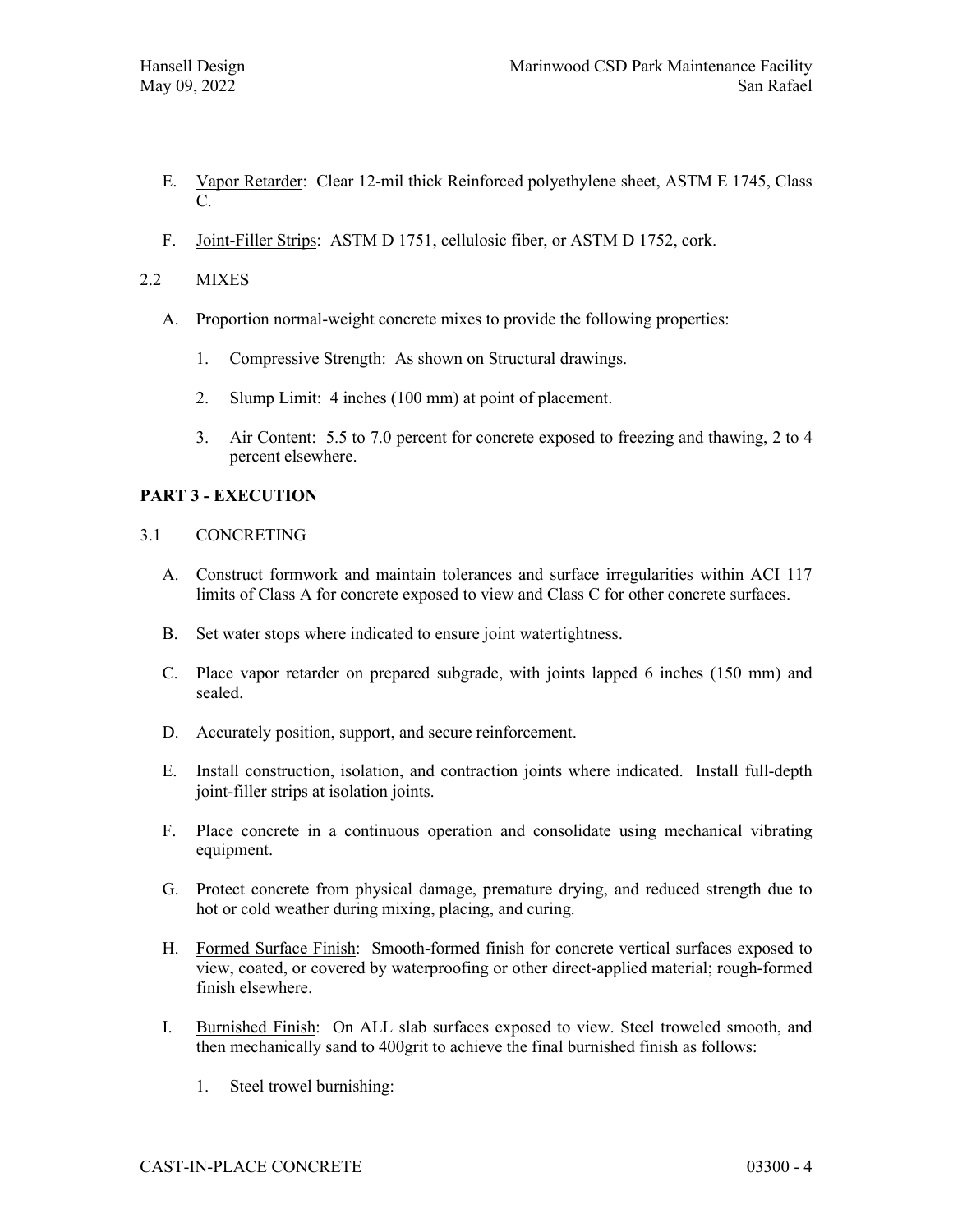E. Vapor Retarder: Clear 12-mil thick Reinforced polyethylene sheet, ASTM E 1745, Class C.

F. Joint-Filler Strips: ASTM D 1751, cellulosic fiber, or ASTM D 1752, cork.

2.2 MIXES

A. Proportion normal-weight concrete mixes to provide the following properties:

1. Compressive Strength: As shown on Structural drawings.

2. Slump Limit: 4 inches (100 mm) at point of placement.

3. Air Content: 5.5 to 7.0 percent for concrete exposed to freezing and thawing, 2 to 4 percent elsewhere.

## PART 3 - EXECUTION

3.1 CONCRETING

A. Construct formwork and maintain tolerances and surface irregularities within ACI 117 limits of Class A for concrete exposed to view and Class C for other concrete surfaces.

B. Set water stops where indicated to ensure joint watertightness.

C. Place vapor retarder on prepared subgrade, with joints lapped 6 inches (150 mm) and sealed.

D. Accurately position, support, and secure reinforcement.

E. Install construction, isolation, and contraction joints where indicated. Install full-depth joint-filler strips at isolation joints.

F. Place concrete in a continuous operation and consolidate using mechanical vibrating equipment.

G. Protect concrete from physical damage, premature drying, and reduced strength due to hot or cold weather during mixing, placing, and curing.

H. Formed Surface Finish: Smooth-formed finish for concrete vertical surfaces exposed to view, coated, or covered by waterproofing or other direct-applied material; rough-formed finish elsewhere.

I. Burnished Finish: On ALL slab surfaces exposed to view. Steel troweled smooth, and then mechanically sand to 400grit to achieve the final burnished finish as follows:

1. Steel trowel burnishing: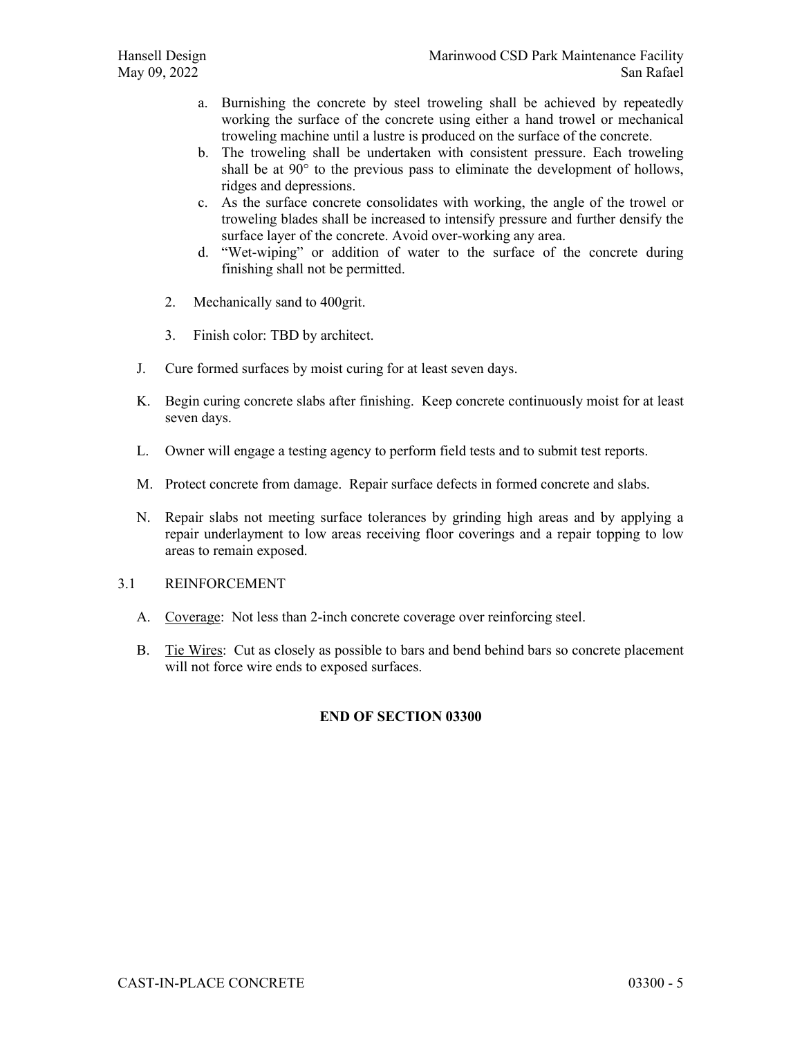a. Burnishing the concrete by steel troweling shall be achieved by repeatedly working the surface of the concrete using either a hand trowel or mechanical troweling machine until a lustre is produced on the surface of the concrete.
b. The troweling shall be undertaken with consistent pressure. Each troweling shall be at 90° to the previous pass to eliminate the development of hollows, ridges and depressions.
c. As the surface concrete consolidates with working, the angle of the trowel or troweling blades shall be increased to intensify pressure and further densify the surface layer of the concrete. Avoid over-working any area.
d. "Wet-wiping" or addition of water to the surface of the concrete during finishing shall not be permitted.

2. Mechanically sand to 400grit.

3. Finish color: TBD by architect.

J. Cure formed surfaces by moist curing for at least seven days.

K. Begin curing concrete slabs after finishing. Keep concrete continuously moist for at least seven days.

L. Owner will engage a testing agency to perform field tests and to submit test reports.

M. Protect concrete from damage. Repair surface defects in formed concrete and slabs.

N. Repair slabs not meeting surface tolerances by grinding high areas and by applying a repair underlayment to low areas receiving floor coverings and a repair topping to low areas to remain exposed.

## 3.1 REINFORCEMENT

A. Coverage: Not less than 2-inch concrete coverage over reinforcing steel.

B. Tie Wires: Cut as closely as possible to bars and bend behind bars so concrete placement will not force wire ends to exposed surfaces.

**END OF SECTION 03300**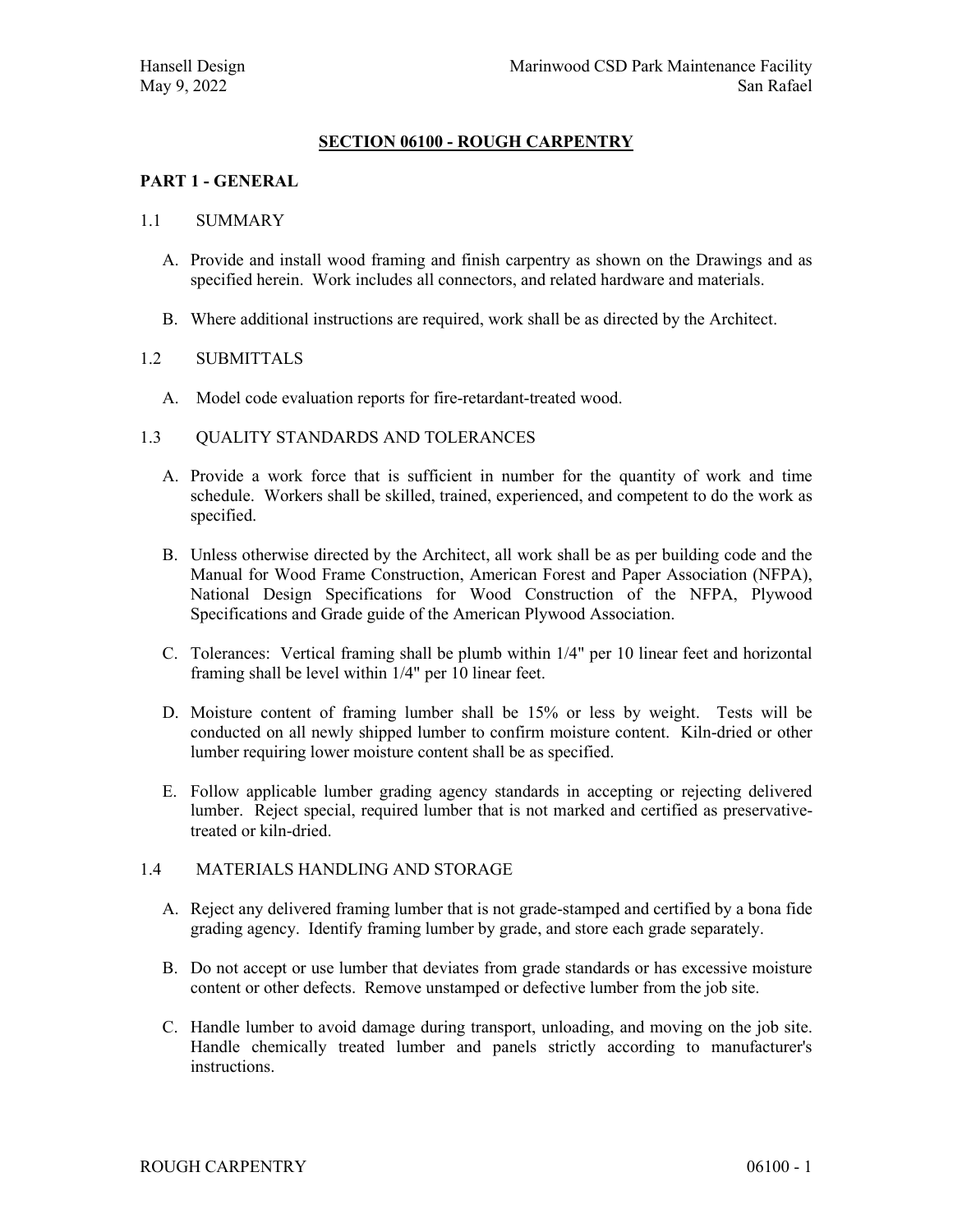# SECTION 06100 - ROUGH CARPENTRY

## PART 1 - GENERAL

### 1.1 SUMMARY

A. Provide and install wood framing and finish carpentry as shown on the Drawings and as specified herein. Work includes all connectors, and related hardware and materials.

B. Where additional instructions are required, work shall be as directed by the Architect.

### 1.2 SUBMITTALS

A. Model code evaluation reports for fire-retardant-treated wood.

### 1.3 QUALITY STANDARDS AND TOLERANCES

A. Provide a work force that is sufficient in number for the quantity of work and time schedule. Workers shall be skilled, trained, experienced, and competent to do the work as specified.

B. Unless otherwise directed by the Architect, all work shall be as per building code and the Manual for Wood Frame Construction, American Forest and Paper Association (NFPA), National Design Specifications for Wood Construction of the NFPA, Plywood Specifications and Grade guide of the American Plywood Association.

C. Tolerances: Vertical framing shall be plumb within 1/4" per 10 linear feet and horizontal framing shall be level within 1/4" per 10 linear feet.

D. Moisture content of framing lumber shall be 15% or less by weight. Tests will be conducted on all newly shipped lumber to confirm moisture content. Kiln-dried or other lumber requiring lower moisture content shall be as specified.

E. Follow applicable lumber grading agency standards in accepting or rejecting delivered lumber. Reject special, required lumber that is not marked and certified as preservative-treated or kiln-dried.

### 1.4 MATERIALS HANDLING AND STORAGE

A. Reject any delivered framing lumber that is not grade-stamped and certified by a bona fide grading agency. Identify framing lumber by grade, and store each grade separately.

B. Do not accept or use lumber that deviates from grade standards or has excessive moisture content or other defects. Remove unstamped or defective lumber from the job site.

C. Handle lumber to avoid damage during transport, unloading, and moving on the job site. Handle chemically treated lumber and panels strictly according to manufacturer's instructions.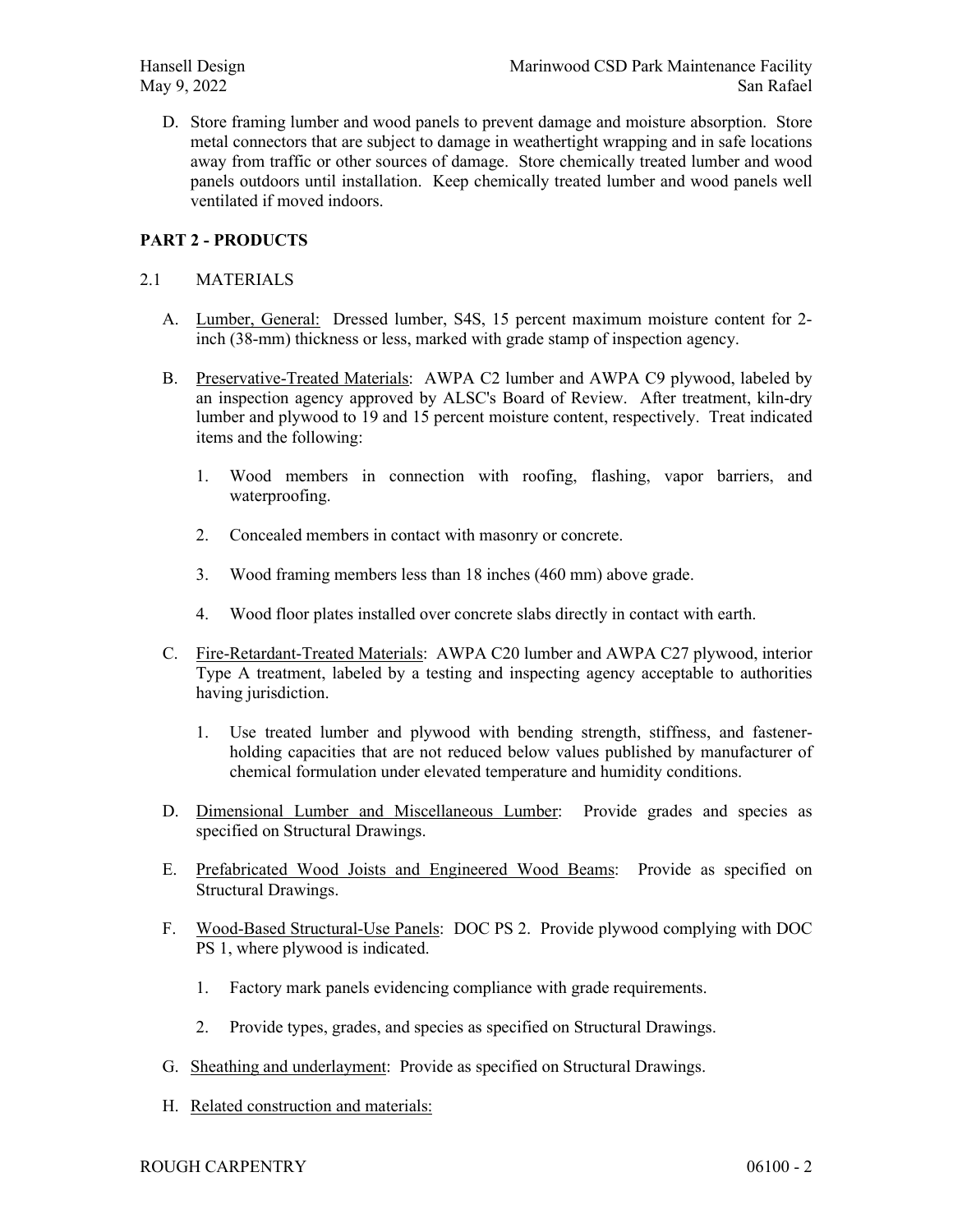D. Store framing lumber and wood panels to prevent damage and moisture absorption. Store metal connectors that are subject to damage in weathertight wrapping and in safe locations away from traffic or other sources of damage. Store chemically treated lumber and wood panels outdoors until installation. Keep chemically treated lumber and wood panels well ventilated if moved indoors.

## PART 2 - PRODUCTS

### 2.1 MATERIALS

A. Lumber, General: Dressed lumber, S4S, 15 percent maximum moisture content for 2-inch (38-mm) thickness or less, marked with grade stamp of inspection agency.

B. Preservative-Treated Materials: AWPA C2 lumber and AWPA C9 plywood, labeled by an inspection agency approved by ALSC's Board of Review. After treatment, kiln-dry lumber and plywood to 19 and 15 percent moisture content, respectively. Treat indicated items and the following:

1. Wood members in connection with roofing, flashing, vapor barriers, and waterproofing.
2. Concealed members in contact with masonry or concrete.
3. Wood framing members less than 18 inches (460 mm) above grade.
4. Wood floor plates installed over concrete slabs directly in contact with earth.

C. Fire-Retardant-Treated Materials: AWPA C20 lumber and AWPA C27 plywood, interior Type A treatment, labeled by a testing and inspecting agency acceptable to authorities having jurisdiction.

1. Use treated lumber and plywood with bending strength, stiffness, and fastener-holding capacities that are not reduced below values published by manufacturer of chemical formulation under elevated temperature and humidity conditions.

D. Dimensional Lumber and Miscellaneous Lumber: Provide grades and species as specified on Structural Drawings.

E. Prefabricated Wood Joists and Engineered Wood Beams: Provide as specified on Structural Drawings.

F. Wood-Based Structural-Use Panels: DOC PS 2. Provide plywood complying with DOC PS 1, where plywood is indicated.

1. Factory mark panels evidencing compliance with grade requirements.
2. Provide types, grades, and species as specified on Structural Drawings.

G. Sheathing and underlayment: Provide as specified on Structural Drawings.

H. Related construction and materials: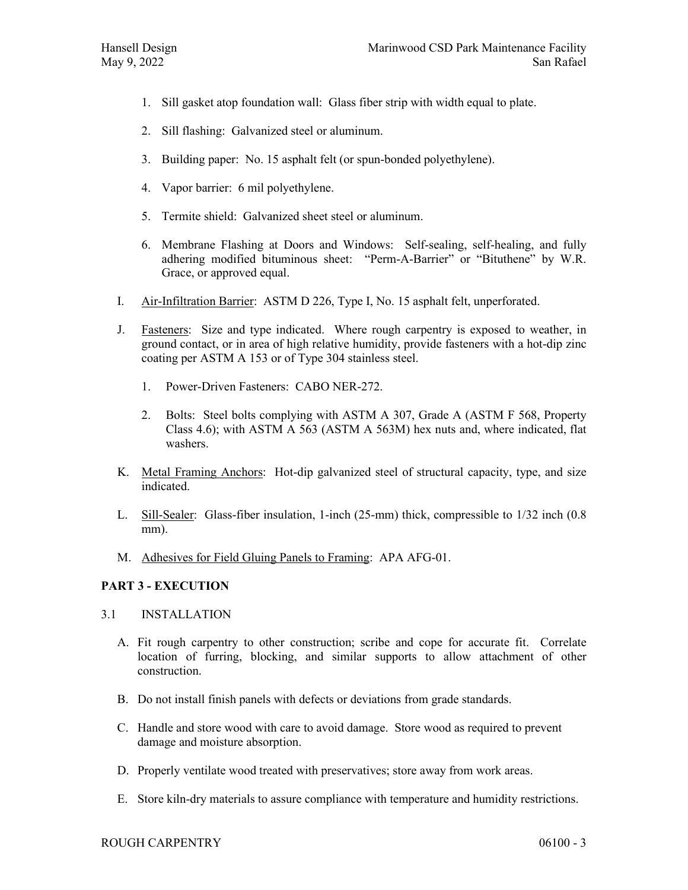1. Sill gasket atop foundation wall: Glass fiber strip with width equal to plate.

2. Sill flashing: Galvanized steel or aluminum.

3. Building paper: No. 15 asphalt felt (or spun-bonded polyethylene).

4. Vapor barrier: 6 mil polyethylene.

5. Termite shield: Galvanized sheet steel or aluminum.

6. Membrane Flashing at Doors and Windows: Self-sealing, self-healing, and fully adhering modified bituminous sheet: "Perm-A-Barrier" or "Bituthene" by W.R. Grace, or approved equal.

I. Air-Infiltration Barrier: ASTM D 226, Type I, No. 15 asphalt felt, unperforated.

J. Fasteners: Size and type indicated. Where rough carpentry is exposed to weather, in ground contact, or in area of high relative humidity, provide fasteners with a hot-dip zinc coating per ASTM A 153 or of Type 304 stainless steel.

   1. Power-Driven Fasteners: CABO NER-272.

   2. Bolts: Steel bolts complying with ASTM A 307, Grade A (ASTM F 568, Property Class 4.6); with ASTM A 563 (ASTM A 563M) hex nuts and, where indicated, flat washers.

K. Metal Framing Anchors: Hot-dip galvanized steel of structural capacity, type, and size indicated.

L. Sill-Sealer: Glass-fiber insulation, 1-inch (25-mm) thick, compressible to 1/32 inch (0.8 mm).

M. Adhesives for Field Gluing Panels to Framing: APA AFG-01.

## PART 3 - EXECUTION

### 3.1 INSTALLATION

A. Fit rough carpentry to other construction; scribe and cope for accurate fit. Correlate location of furring, blocking, and similar supports to allow attachment of other construction.

B. Do not install finish panels with defects or deviations from grade standards.

C. Handle and store wood with care to avoid damage. Store wood as required to prevent damage and moisture absorption.

D. Properly ventilate wood treated with preservatives; store away from work areas.

E. Store kiln-dry materials to assure compliance with temperature and humidity restrictions.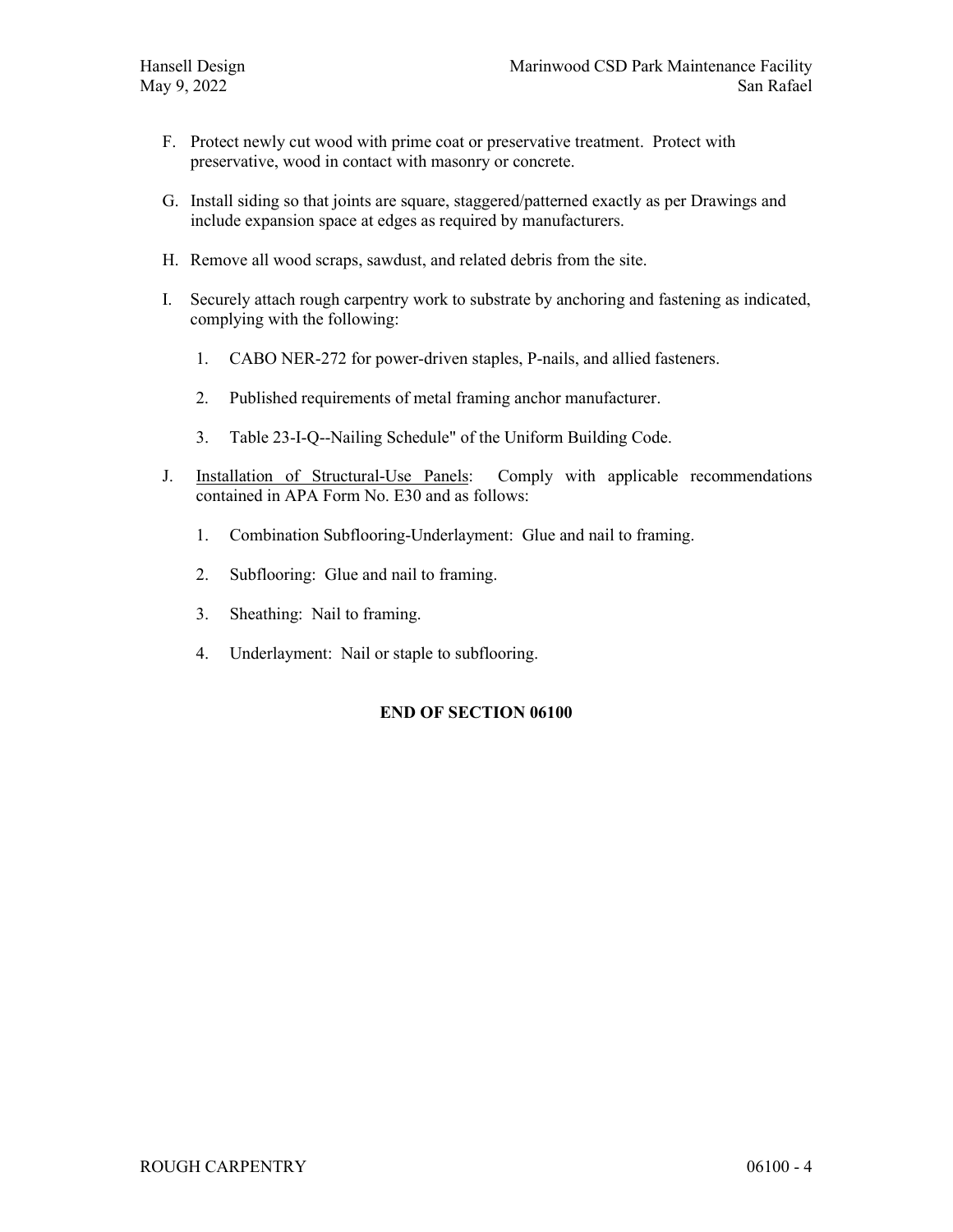F. Protect newly cut wood with prime coat or preservative treatment. Protect with preservative, wood in contact with masonry or concrete.

G. Install siding so that joints are square, staggered/patterned exactly as per Drawings and include expansion space at edges as required by manufacturers.

H. Remove all wood scraps, sawdust, and related debris from the site.

I. Securely attach rough carpentry work to substrate by anchoring and fastening as indicated, complying with the following:

   1. CABO NER-272 for power-driven staples, P-nails, and allied fasteners.

   2. Published requirements of metal framing anchor manufacturer.

   3. Table 23-I-Q--Nailing Schedule" of the Uniform Building Code.

J. <u>Installation of Structural-Use Panels</u>: Comply with applicable recommendations contained in APA Form No. E30 and as follows:

   1. Combination Subflooring-Underlayment: Glue and nail to framing.

   2. Subflooring: Glue and nail to framing.

   3. Sheathing: Nail to framing.

   4. Underlayment: Nail or staple to subflooring.

**END OF SECTION 06100**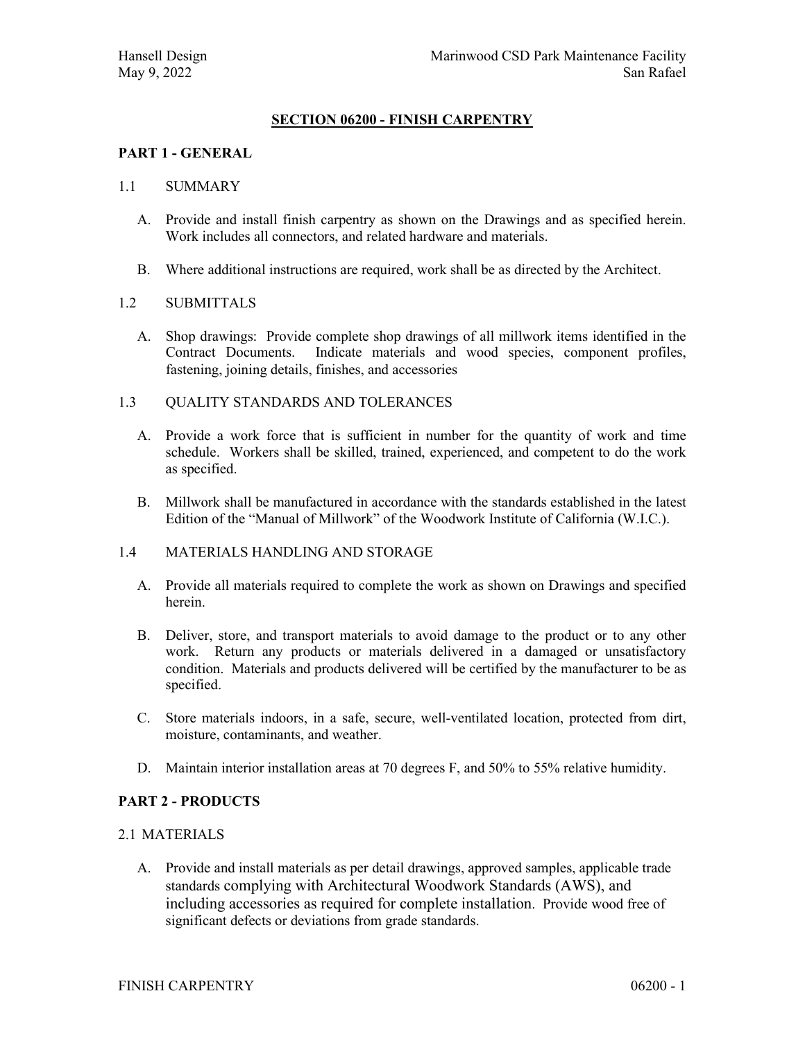# SECTION 06200 - FINISH CARPENTRY

## PART 1 - GENERAL

### 1.1 SUMMARY

A. Provide and install finish carpentry as shown on the Drawings and as specified herein. Work includes all connectors, and related hardware and materials.

B. Where additional instructions are required, work shall be as directed by the Architect.

### 1.2 SUBMITTALS

A. Shop drawings: Provide complete shop drawings of all millwork items identified in the Contract Documents. Indicate materials and wood species, component profiles, fastening, joining details, finishes, and accessories

### 1.3 QUALITY STANDARDS AND TOLERANCES

A. Provide a work force that is sufficient in number for the quantity of work and time schedule. Workers shall be skilled, trained, experienced, and competent to do the work as specified.

B. Millwork shall be manufactured in accordance with the standards established in the latest Edition of the "Manual of Millwork" of the Woodwork Institute of California (W.I.C.).

### 1.4 MATERIALS HANDLING AND STORAGE

A. Provide all materials required to complete the work as shown on Drawings and specified herein.

B. Deliver, store, and transport materials to avoid damage to the product or to any other work. Return any products or materials delivered in a damaged or unsatisfactory condition. Materials and products delivered will be certified by the manufacturer to be as specified.

C. Store materials indoors, in a safe, secure, well-ventilated location, protected from dirt, moisture, contaminants, and weather.

D. Maintain interior installation areas at 70 degrees F, and 50% to 55% relative humidity.

## PART 2 - PRODUCTS

### 2.1 MATERIALS

A. Provide and install materials as per detail drawings, approved samples, applicable trade standards complying with Architectural Woodwork Standards (AWS), and including accessories as required for complete installation. Provide wood free of significant defects or deviations from grade standards.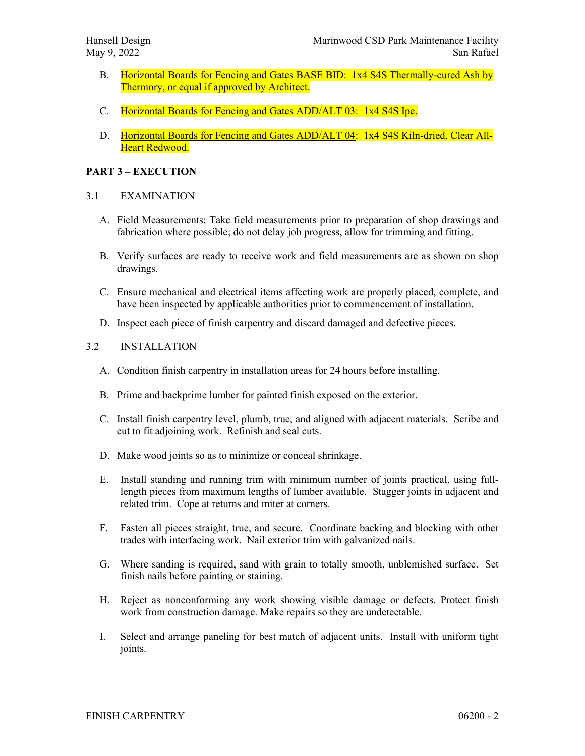B. Horizontal Boards for Fencing and Gates BASE BID: 1x4 S4S Thermally-cured Ash by Thermory, or equal if approved by Architect.

C. Horizontal Boards for Fencing and Gates ADD/ALT 03: 1x4 S4S Ipe.

D. Horizontal Boards for Fencing and Gates ADD/ALT 04: 1x4 S4S Kiln-dried, Clear All-Heart Redwood.

## PART 3 – EXECUTION

### 3.1 EXAMINATION

A. Field Measurements: Take field measurements prior to preparation of shop drawings and fabrication where possible; do not delay job progress, allow for trimming and fitting.

B. Verify surfaces are ready to receive work and field measurements are as shown on shop drawings.

C. Ensure mechanical and electrical items affecting work are properly placed, complete, and have been inspected by applicable authorities prior to commencement of installation.

D. Inspect each piece of finish carpentry and discard damaged and defective pieces.

### 3.2 INSTALLATION

A. Condition finish carpentry in installation areas for 24 hours before installing.

B. Prime and backprime lumber for painted finish exposed on the exterior.

C. Install finish carpentry level, plumb, true, and aligned with adjacent materials. Scribe and cut to fit adjoining work. Refinish and seal cuts.

D. Make wood joints so as to minimize or conceal shrinkage.

E. Install standing and running trim with minimum number of joints practical, using full-length pieces from maximum lengths of lumber available. Stagger joints in adjacent and related trim. Cope at returns and miter at corners.

F. Fasten all pieces straight, true, and secure. Coordinate backing and blocking with other trades with interfacing work. Nail exterior trim with galvanized nails.

G. Where sanding is required, sand with grain to totally smooth, unblemished surface. Set finish nails before painting or staining.

H. Reject as nonconforming any work showing visible damage or defects. Protect finish work from construction damage. Make repairs so they are undetectable.

I. Select and arrange paneling for best match of adjacent units. Install with uniform tight joints.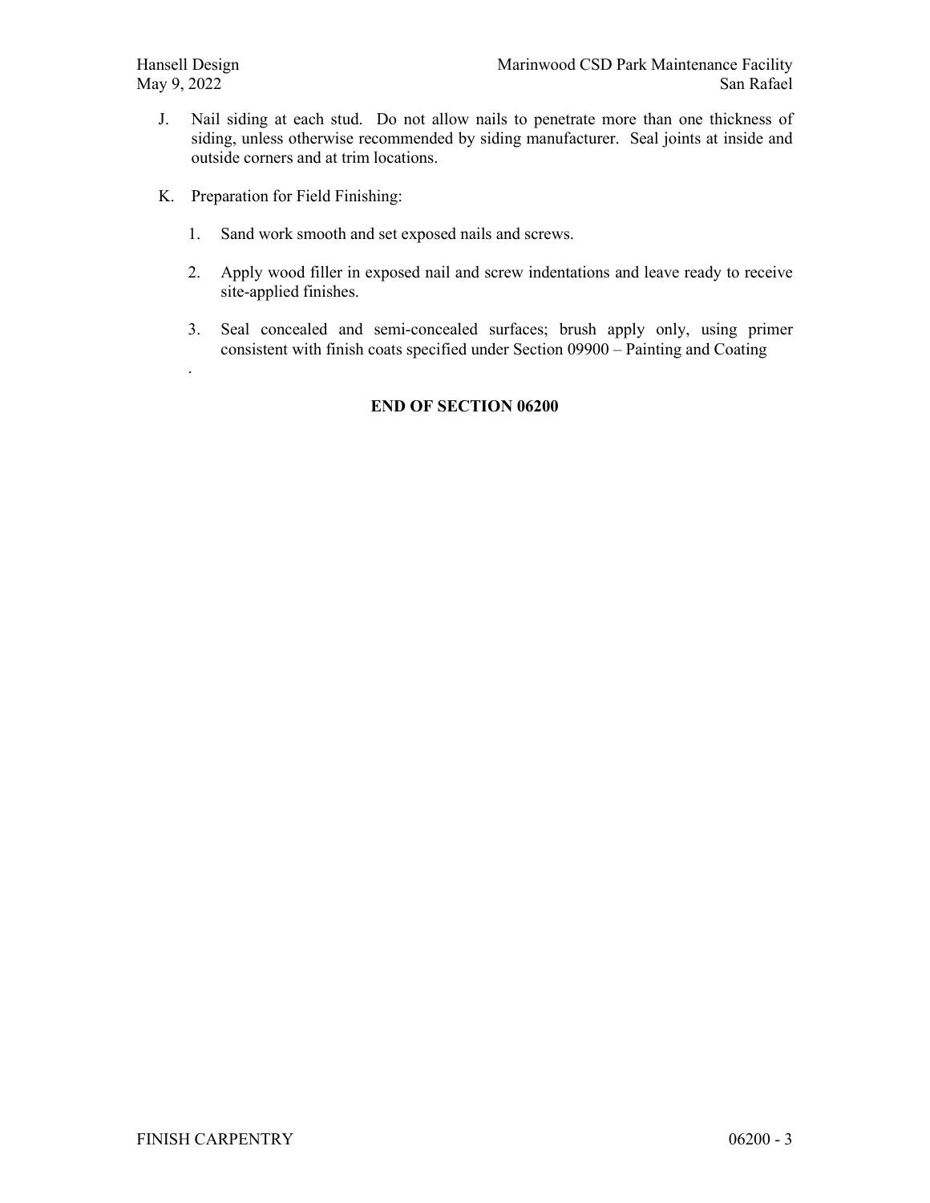J. Nail siding at each stud. Do not allow nails to penetrate more than one thickness of siding, unless otherwise recommended by siding manufacturer. Seal joints at inside and outside corners and at trim locations.

K. Preparation for Field Finishing:

1. Sand work smooth and set exposed nails and screws.

2. Apply wood filler in exposed nail and screw indentations and leave ready to receive site-applied finishes.

3. Seal concealed and semi-concealed surfaces; brush apply only, using primer consistent with finish coats specified under Section 09900 – Painting and Coating

.

**END OF SECTION 06200**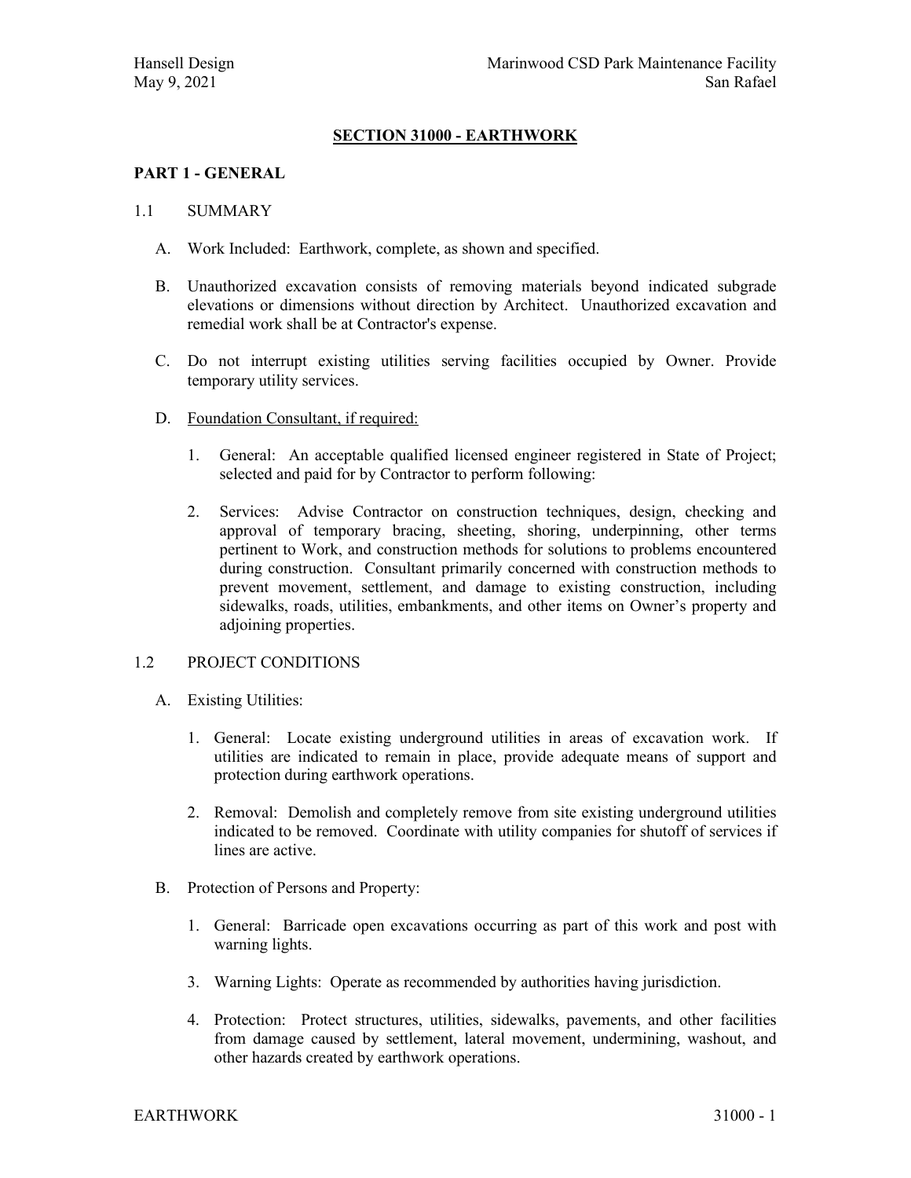## SECTION 31000 - EARTHWORK

### PART 1 - GENERAL

1.1 SUMMARY

A. Work Included: Earthwork, complete, as shown and specified.

B. Unauthorized excavation consists of removing materials beyond indicated subgrade elevations or dimensions without direction by Architect. Unauthorized excavation and remedial work shall be at Contractor's expense.

C. Do not interrupt existing utilities serving facilities occupied by Owner. Provide temporary utility services.

D. Foundation Consultant, if required:

1. General: An acceptable qualified licensed engineer registered in State of Project; selected and paid for by Contractor to perform following:

2. Services: Advise Contractor on construction techniques, design, checking and approval of temporary bracing, sheeting, shoring, underpinning, other terms pertinent to Work, and construction methods for solutions to problems encountered during construction. Consultant primarily concerned with construction methods to prevent movement, settlement, and damage to existing construction, including sidewalks, roads, utilities, embankments, and other items on Owner's property and adjoining properties.

1.2 PROJECT CONDITIONS

A. Existing Utilities:

1. General: Locate existing underground utilities in areas of excavation work. If utilities are indicated to remain in place, provide adequate means of support and protection during earthwork operations.

2. Removal: Demolish and completely remove from site existing underground utilities indicated to be removed. Coordinate with utility companies for shutoff of services if lines are active.

B. Protection of Persons and Property:

1. General: Barricade open excavations occurring as part of this work and post with warning lights.

3. Warning Lights: Operate as recommended by authorities having jurisdiction.

4. Protection: Protect structures, utilities, sidewalks, pavements, and other facilities from damage caused by settlement, lateral movement, undermining, washout, and other hazards created by earthwork operations.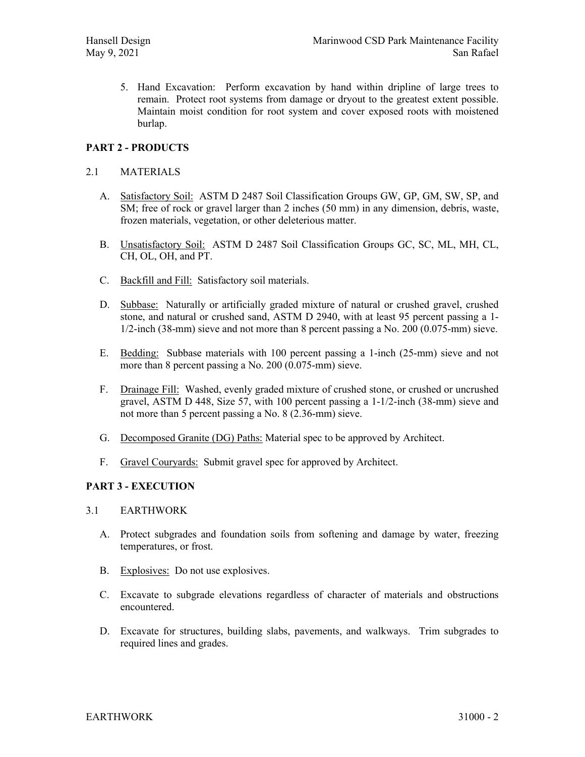5. Hand Excavation: Perform excavation by hand within dripline of large trees to remain. Protect root systems from damage or dryout to the greatest extent possible. Maintain moist condition for root system and cover exposed roots with moistened burlap.

## PART 2 - PRODUCTS

### 2.1 MATERIALS

A. Satisfactory Soil: ASTM D 2487 Soil Classification Groups GW, GP, GM, SW, SP, and SM; free of rock or gravel larger than 2 inches (50 mm) in any dimension, debris, waste, frozen materials, vegetation, or other deleterious matter.

B. Unsatisfactory Soil: ASTM D 2487 Soil Classification Groups GC, SC, ML, MH, CL, CH, OL, OH, and PT.

C. Backfill and Fill: Satisfactory soil materials.

D. Subbase: Naturally or artificially graded mixture of natural or crushed gravel, crushed stone, and natural or crushed sand, ASTM D 2940, with at least 95 percent passing a 1-1/2-inch (38-mm) sieve and not more than 8 percent passing a No. 200 (0.075-mm) sieve.

E. Bedding: Subbase materials with 100 percent passing a 1-inch (25-mm) sieve and not more than 8 percent passing a No. 200 (0.075-mm) sieve.

F. Drainage Fill: Washed, evenly graded mixture of crushed stone, or crushed or uncrushed gravel, ASTM D 448, Size 57, with 100 percent passing a 1-1/2-inch (38-mm) sieve and not more than 5 percent passing a No. 8 (2.36-mm) sieve.

G. Decomposed Granite (DG) Paths: Material spec to be approved by Architect.

F. Gravel Couryards: Submit gravel spec for approved by Architect.

## PART 3 - EXECUTION

### 3.1 EARTHWORK

A. Protect subgrades and foundation soils from softening and damage by water, freezing temperatures, or frost.

B. Explosives: Do not use explosives.

C. Excavate to subgrade elevations regardless of character of materials and obstructions encountered.

D. Excavate for structures, building slabs, pavements, and walkways. Trim subgrades to required lines and grades.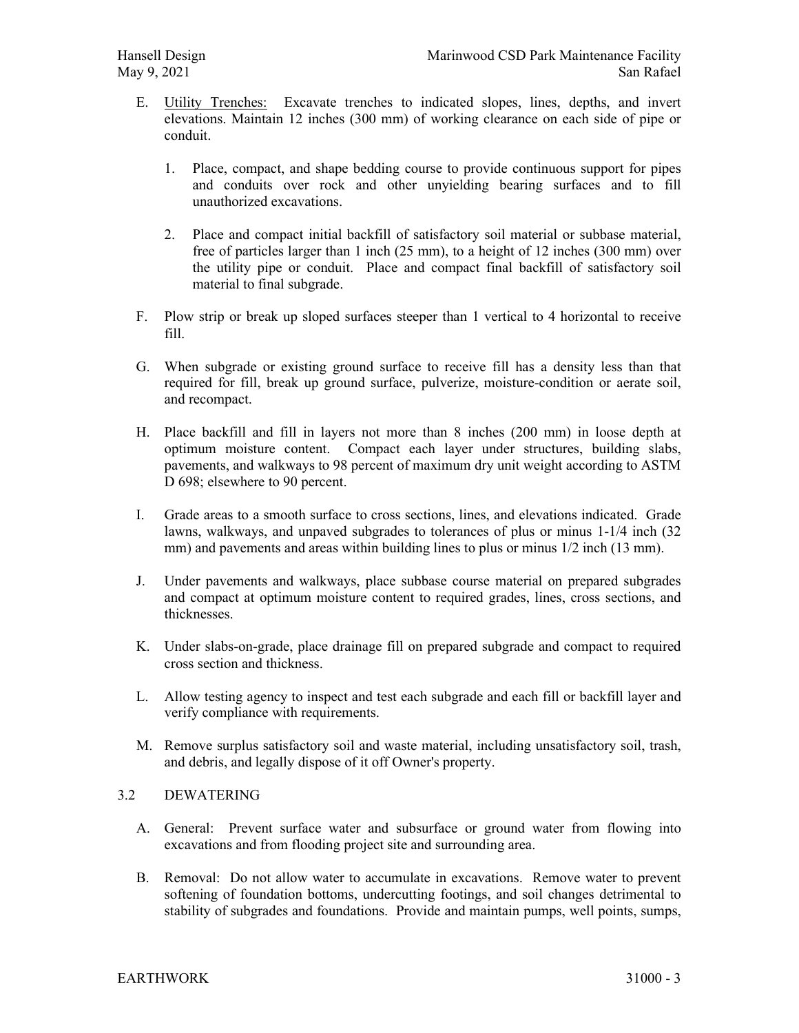E. Utility Trenches: Excavate trenches to indicated slopes, lines, depths, and invert elevations. Maintain 12 inches (300 mm) of working clearance on each side of pipe or conduit.

   1. Place, compact, and shape bedding course to provide continuous support for pipes and conduits over rock and other unyielding bearing surfaces and to fill unauthorized excavations.

   2. Place and compact initial backfill of satisfactory soil material or subbase material, free of particles larger than 1 inch (25 mm), to a height of 12 inches (300 mm) over the utility pipe or conduit. Place and compact final backfill of satisfactory soil material to final subgrade.

F. Plow strip or break up sloped surfaces steeper than 1 vertical to 4 horizontal to receive fill.

G. When subgrade or existing ground surface to receive fill has a density less than that required for fill, break up ground surface, pulverize, moisture-condition or aerate soil, and recompact.

H. Place backfill and fill in layers not more than 8 inches (200 mm) in loose depth at optimum moisture content. Compact each layer under structures, building slabs, pavements, and walkways to 98 percent of maximum dry unit weight according to ASTM D 698; elsewhere to 90 percent.

I. Grade areas to a smooth surface to cross sections, lines, and elevations indicated. Grade lawns, walkways, and unpaved subgrades to tolerances of plus or minus 1-1/4 inch (32 mm) and pavements and areas within building lines to plus or minus 1/2 inch (13 mm).

J. Under pavements and walkways, place subbase course material on prepared subgrades and compact at optimum moisture content to required grades, lines, cross sections, and thicknesses.

K. Under slabs-on-grade, place drainage fill on prepared subgrade and compact to required cross section and thickness.

L. Allow testing agency to inspect and test each subgrade and each fill or backfill layer and verify compliance with requirements.

M. Remove surplus satisfactory soil and waste material, including unsatisfactory soil, trash, and debris, and legally dispose of it off Owner's property.

## 3.2 DEWATERING

A. General: Prevent surface water and subsurface or ground water from flowing into excavations and from flooding project site and surrounding area.

B. Removal: Do not allow water to accumulate in excavations. Remove water to prevent softening of foundation bottoms, undercutting footings, and soil changes detrimental to stability of subgrades and foundations. Provide and maintain pumps, well points, sumps,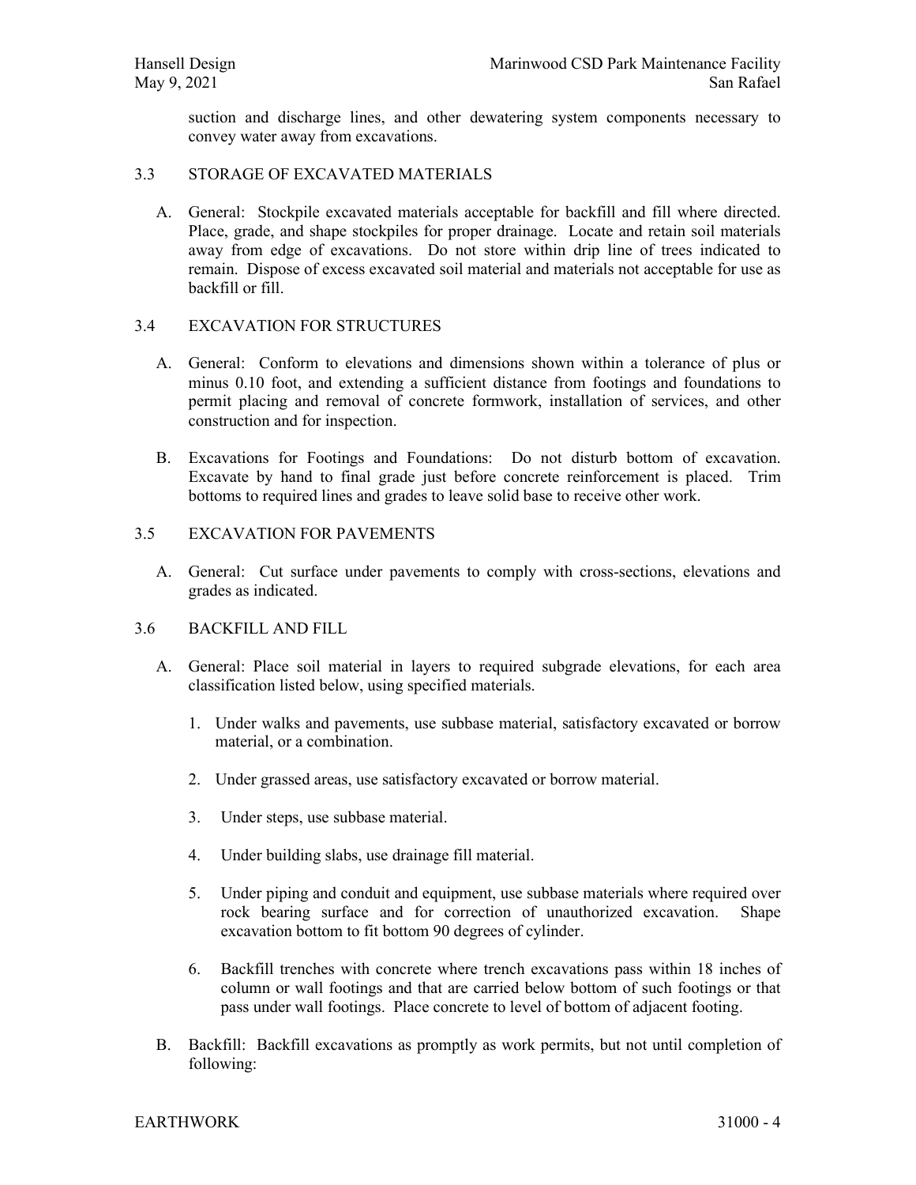suction and discharge lines, and other dewatering system components necessary to convey water away from excavations.

## 3.3 STORAGE OF EXCAVATED MATERIALS

A. General: Stockpile excavated materials acceptable for backfill and fill where directed. Place, grade, and shape stockpiles for proper drainage. Locate and retain soil materials away from edge of excavations. Do not store within drip line of trees indicated to remain. Dispose of excess excavated soil material and materials not acceptable for use as backfill or fill.

## 3.4 EXCAVATION FOR STRUCTURES

A. General: Conform to elevations and dimensions shown within a tolerance of plus or minus 0.10 foot, and extending a sufficient distance from footings and foundations to permit placing and removal of concrete formwork, installation of services, and other construction and for inspection.

B. Excavations for Footings and Foundations: Do not disturb bottom of excavation. Excavate by hand to final grade just before concrete reinforcement is placed. Trim bottoms to required lines and grades to leave solid base to receive other work.

## 3.5 EXCAVATION FOR PAVEMENTS

A. General: Cut surface under pavements to comply with cross-sections, elevations and grades as indicated.

## 3.6 BACKFILL AND FILL

A. General: Place soil material in layers to required subgrade elevations, for each area classification listed below, using specified materials.

1. Under walks and pavements, use subbase material, satisfactory excavated or borrow material, or a combination.
2. Under grassed areas, use satisfactory excavated or borrow material.
3. Under steps, use subbase material.
4. Under building slabs, use drainage fill material.
5. Under piping and conduit and equipment, use subbase materials where required over rock bearing surface and for correction of unauthorized excavation. Shape excavation bottom to fit bottom 90 degrees of cylinder.
6. Backfill trenches with concrete where trench excavations pass within 18 inches of column or wall footings and that are carried below bottom of such footings or that pass under wall footings. Place concrete to level of bottom of adjacent footing.

B. Backfill: Backfill excavations as promptly as work permits, but not until completion of following: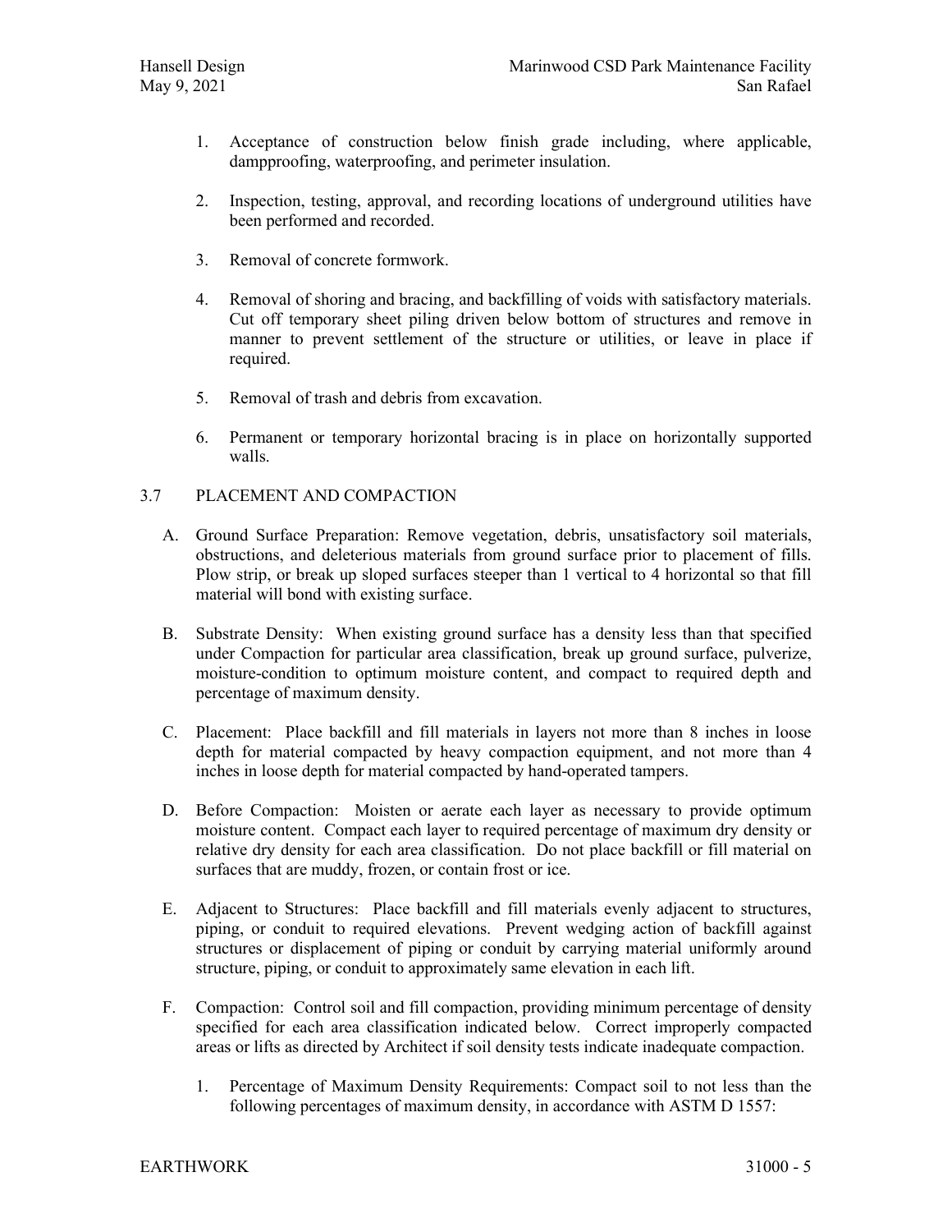1. Acceptance of construction below finish grade including, where applicable, dampproofing, waterproofing, and perimeter insulation.

2. Inspection, testing, approval, and recording locations of underground utilities have been performed and recorded.

3. Removal of concrete formwork.

4. Removal of shoring and bracing, and backfilling of voids with satisfactory materials. Cut off temporary sheet piling driven below bottom of structures and remove in manner to prevent settlement of the structure or utilities, or leave in place if required.

5. Removal of trash and debris from excavation.

6. Permanent or temporary horizontal bracing is in place on horizontally supported walls.

## 3.7 PLACEMENT AND COMPACTION

A. Ground Surface Preparation: Remove vegetation, debris, unsatisfactory soil materials, obstructions, and deleterious materials from ground surface prior to placement of fills. Plow strip, or break up sloped surfaces steeper than 1 vertical to 4 horizontal so that fill material will bond with existing surface.

B. Substrate Density: When existing ground surface has a density less than that specified under Compaction for particular area classification, break up ground surface, pulverize, moisture-condition to optimum moisture content, and compact to required depth and percentage of maximum density.

C. Placement: Place backfill and fill materials in layers not more than 8 inches in loose depth for material compacted by heavy compaction equipment, and not more than 4 inches in loose depth for material compacted by hand-operated tampers.

D. Before Compaction: Moisten or aerate each layer as necessary to provide optimum moisture content. Compact each layer to required percentage of maximum dry density or relative dry density for each area classification. Do not place backfill or fill material on surfaces that are muddy, frozen, or contain frost or ice.

E. Adjacent to Structures: Place backfill and fill materials evenly adjacent to structures, piping, or conduit to required elevations. Prevent wedging action of backfill against structures or displacement of piping or conduit by carrying material uniformly around structure, piping, or conduit to approximately same elevation in each lift.

F. Compaction: Control soil and fill compaction, providing minimum percentage of density specified for each area classification indicated below. Correct improperly compacted areas or lifts as directed by Architect if soil density tests indicate inadequate compaction.

   1. Percentage of Maximum Density Requirements: Compact soil to not less than the following percentages of maximum density, in accordance with ASTM D 1557: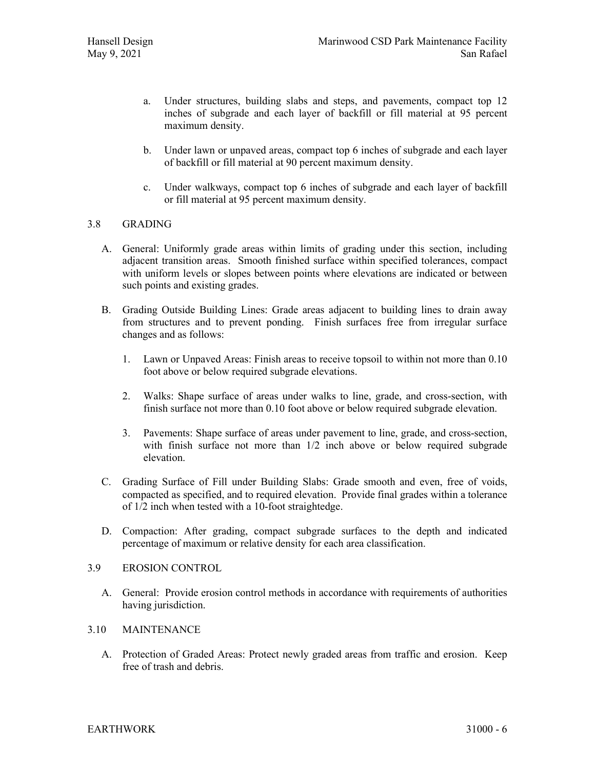a. Under structures, building slabs and steps, and pavements, compact top 12 inches of subgrade and each layer of backfill or fill material at 95 percent maximum density.

b. Under lawn or unpaved areas, compact top 6 inches of subgrade and each layer of backfill or fill material at 90 percent maximum density.

c. Under walkways, compact top 6 inches of subgrade and each layer of backfill or fill material at 95 percent maximum density.

## 3.8 GRADING

A. General: Uniformly grade areas within limits of grading under this section, including adjacent transition areas. Smooth finished surface within specified tolerances, compact with uniform levels or slopes between points where elevations are indicated or between such points and existing grades.

B. Grading Outside Building Lines: Grade areas adjacent to building lines to drain away from structures and to prevent ponding. Finish surfaces free from irregular surface changes and as follows:

1. Lawn or Unpaved Areas: Finish areas to receive topsoil to within not more than 0.10 foot above or below required subgrade elevations.

2. Walks: Shape surface of areas under walks to line, grade, and cross-section, with finish surface not more than 0.10 foot above or below required subgrade elevation.

3. Pavements: Shape surface of areas under pavement to line, grade, and cross-section, with finish surface not more than 1/2 inch above or below required subgrade elevation.

C. Grading Surface of Fill under Building Slabs: Grade smooth and even, free of voids, compacted as specified, and to required elevation. Provide final grades within a tolerance of 1/2 inch when tested with a 10-foot straightedge.

D. Compaction: After grading, compact subgrade surfaces to the depth and indicated percentage of maximum or relative density for each area classification.

## 3.9 EROSION CONTROL

A. General: Provide erosion control methods in accordance with requirements of authorities having jurisdiction.

## 3.10 MAINTENANCE

A. Protection of Graded Areas: Protect newly graded areas from traffic and erosion. Keep free of trash and debris.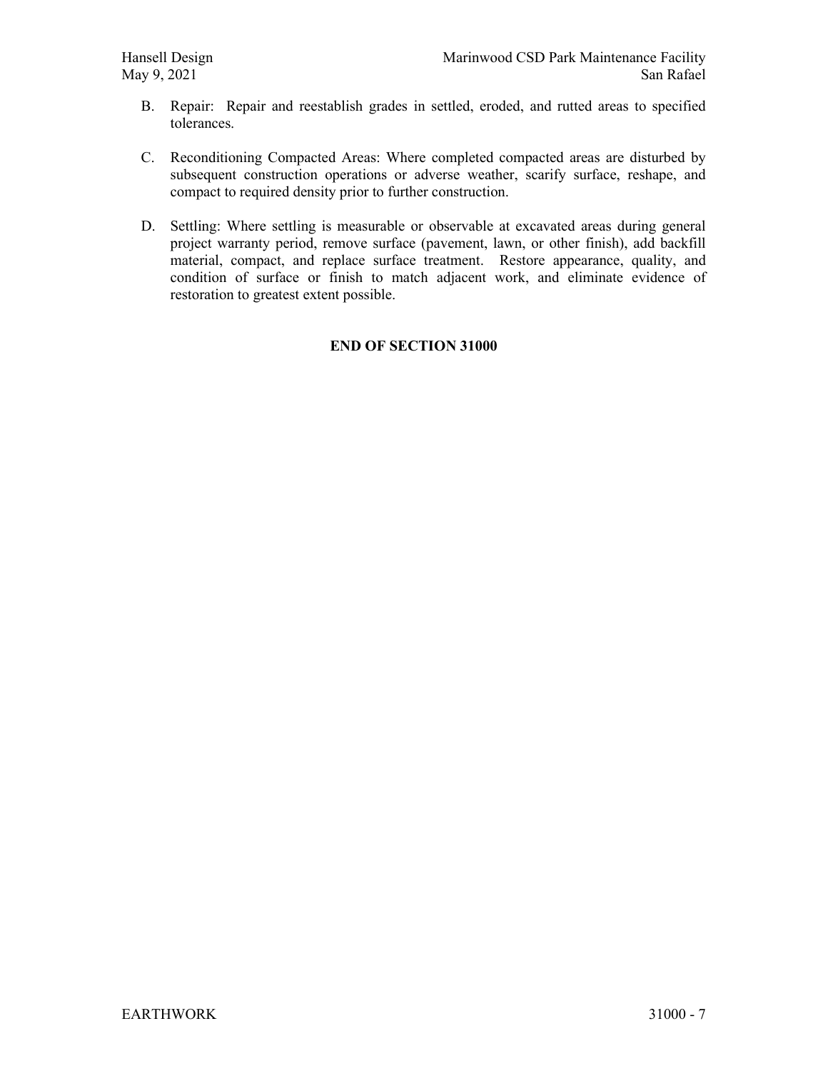B. Repair: Repair and reestablish grades in settled, eroded, and rutted areas to specified tolerances.

C. Reconditioning Compacted Areas: Where completed compacted areas are disturbed by subsequent construction operations or adverse weather, scarify surface, reshape, and compact to required density prior to further construction.

D. Settling: Where settling is measurable or observable at excavated areas during general project warranty period, remove surface (pavement, lawn, or other finish), add backfill material, compact, and replace surface treatment. Restore appearance, quality, and condition of surface or finish to match adjacent work, and eliminate evidence of restoration to greatest extent possible.

**END OF SECTION 31000**